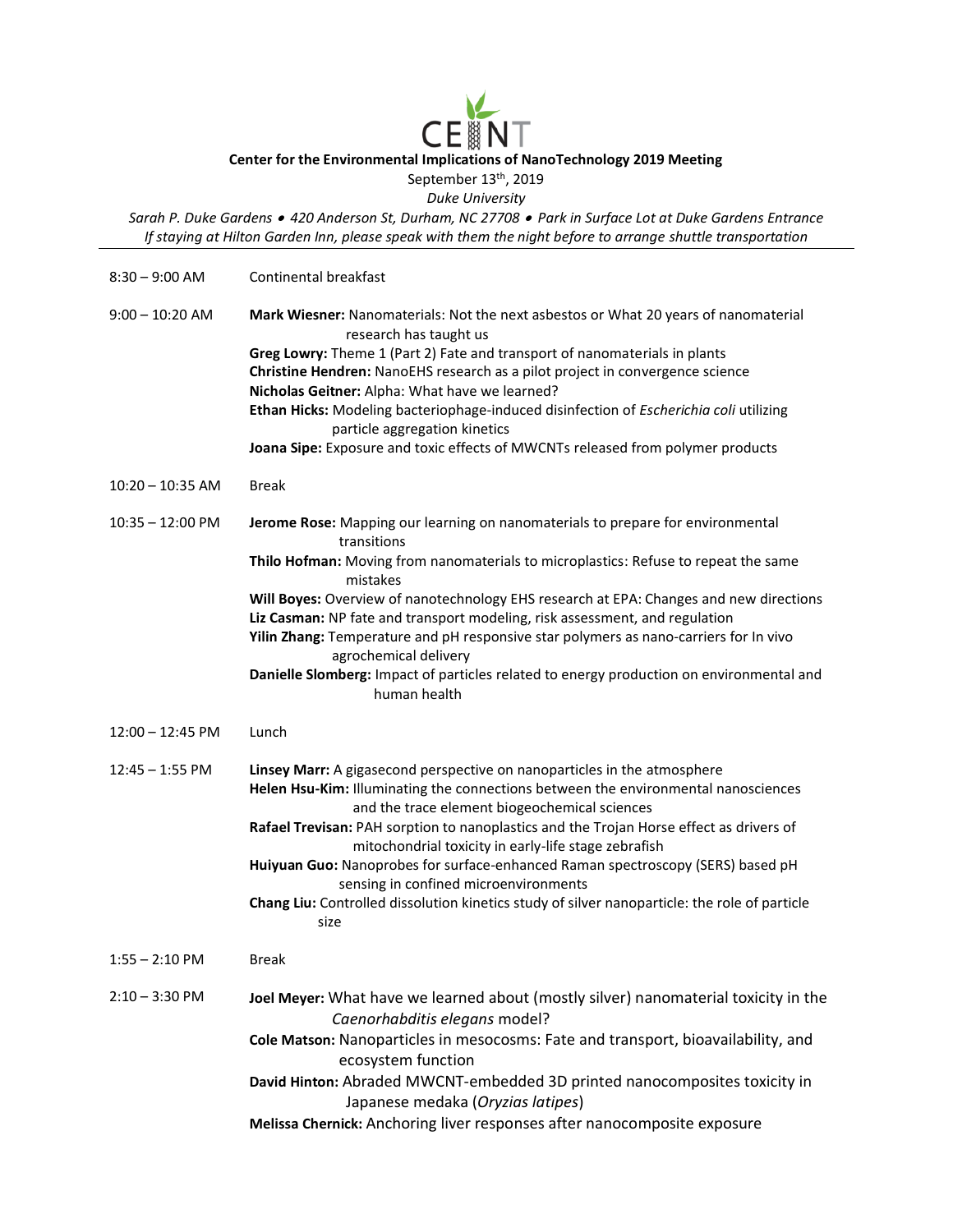# CEINT

**Center for the Environmental Implications of NanoTechnology 2019 Meeting**

September 13th, 2019

*Duke University*

*Sarah P. Duke Gardens • 420 Anderson St, Durham, NC 27708 • Park in Surface Lot at Duke Gardens Entrance*

*If staying at Hilton Garden Inn, please speak with them the night before to arrange shuttle transportation*

---

| | |
|---|---|
| 8:30 – 9:00 AM | Continental breakfast |
| 9:00 – 10:20 AM | **Mark Wiesner:** Nanomaterials: Not the next asbestos or What 20 years of nanomaterial research has taught us<br>**Greg Lowry:** Theme 1 (Part 2) Fate and transport of nanomaterials in plants<br>**Christine Hendren:** NanoEHS research as a pilot project in convergence science<br>**Nicholas Geitner:** Alpha: What have we learned?<br>**Ethan Hicks:** Modeling bacteriophage-induced disinfection of *Escherichia coli* utilizing particle aggregation kinetics<br>**Joana Sipe:** Exposure and toxic effects of MWCNTs released from polymer products |
| 10:20 – 10:35 AM | Break |
| 10:35 – 12:00 PM | **Jerome Rose:** Mapping our learning on nanomaterials to prepare for environmental transitions<br>**Thilo Hofman:** Moving from nanomaterials to microplastics: Refuse to repeat the same mistakes<br>**Will Boyes:** Overview of nanotechnology EHS research at EPA: Changes and new directions<br>**Liz Casman:** NP fate and transport modeling, risk assessment, and regulation<br>**Yilin Zhang:** Temperature and pH responsive star polymers as nano-carriers for In vivo agrochemical delivery<br>**Danielle Slomberg:** Impact of particles related to energy production on environmental and human health |
| 12:00 – 12:45 PM | Lunch |
| 12:45 – 1:55 PM | **Linsey Marr:** A gigasecond perspective on nanoparticles in the atmosphere<br>**Helen Hsu-Kim:** Illuminating the connections between the environmental nanosciences and the trace element biogeochemical sciences<br>**Rafael Trevisan:** PAH sorption to nanoplastics and the Trojan Horse effect as drivers of mitochondrial toxicity in early-life stage zebrafish<br>**Huiyuan Guo:** Nanoprobes for surface-enhanced Raman spectroscopy (SERS) based pH sensing in confined microenvironments<br>**Chang Liu:** Controlled dissolution kinetics study of silver nanoparticle: the role of particle size |
| 1:55 – 2:10 PM | Break |
| 2:10 – 3:30 PM | **Joel Meyer:** What have we learned about (mostly silver) nanomaterial toxicity in the *Caenorhabditis elegans* model?<br>**Cole Matson:** Nanoparticles in mesocosms: Fate and transport, bioavailability, and ecosystem function<br>**David Hinton:** Abraded MWCNT-embedded 3D printed nanocomposites toxicity in Japanese medaka (*Oryzias latipes*)<br>**Melissa Chernick:** Anchoring liver responses after nanocomposite exposure |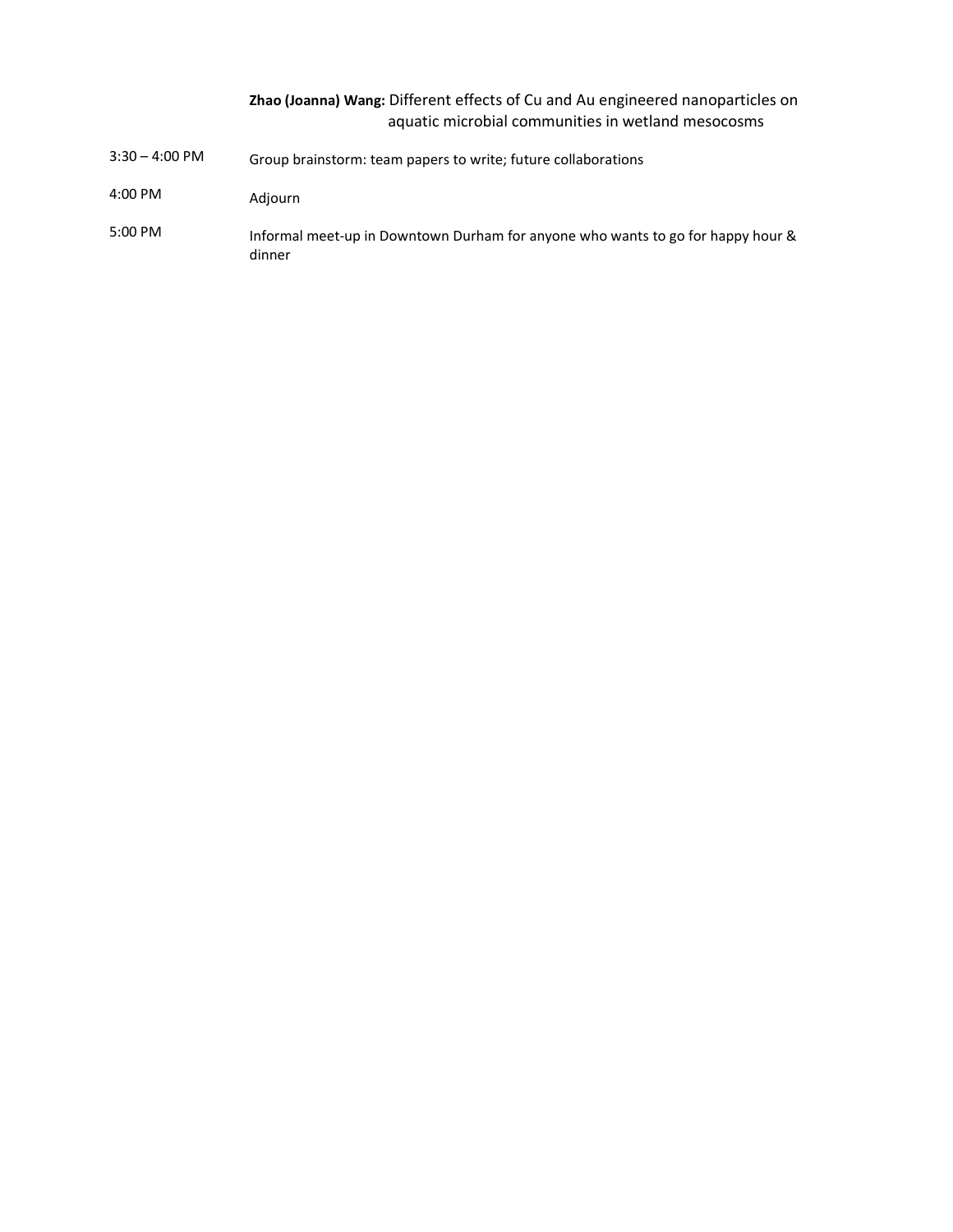**Zhao (Joanna) Wang:** Different effects of Cu and Au engineered nanoparticles on aquatic microbial communities in wetland mesocosms

| | |
|---|---|
| 3:30 – 4:00 PM | Group brainstorm: team papers to write; future collaborations |
| 4:00 PM | Adjourn |
| 5:00 PM | Informal meet-up in Downtown Durham for anyone who wants to go for happy hour & dinner |